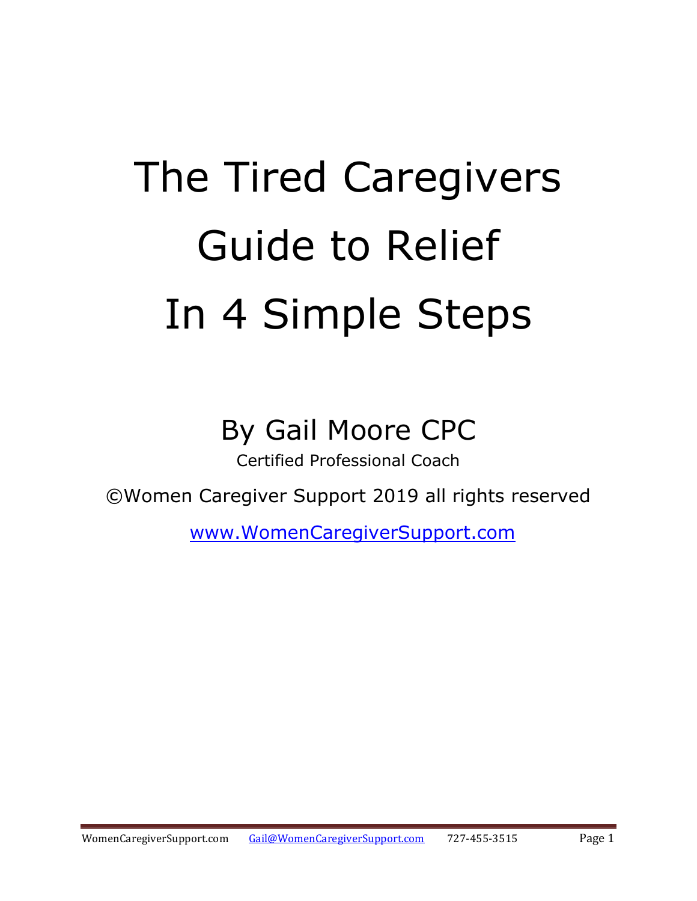# The Tired Caregivers Guide to Relief In 4 Simple Steps

By Gail Moore CPC

Certified Professional Coach

©Women Caregiver Support 2019 all rights reserved

www.WomenCaregiverSupport.com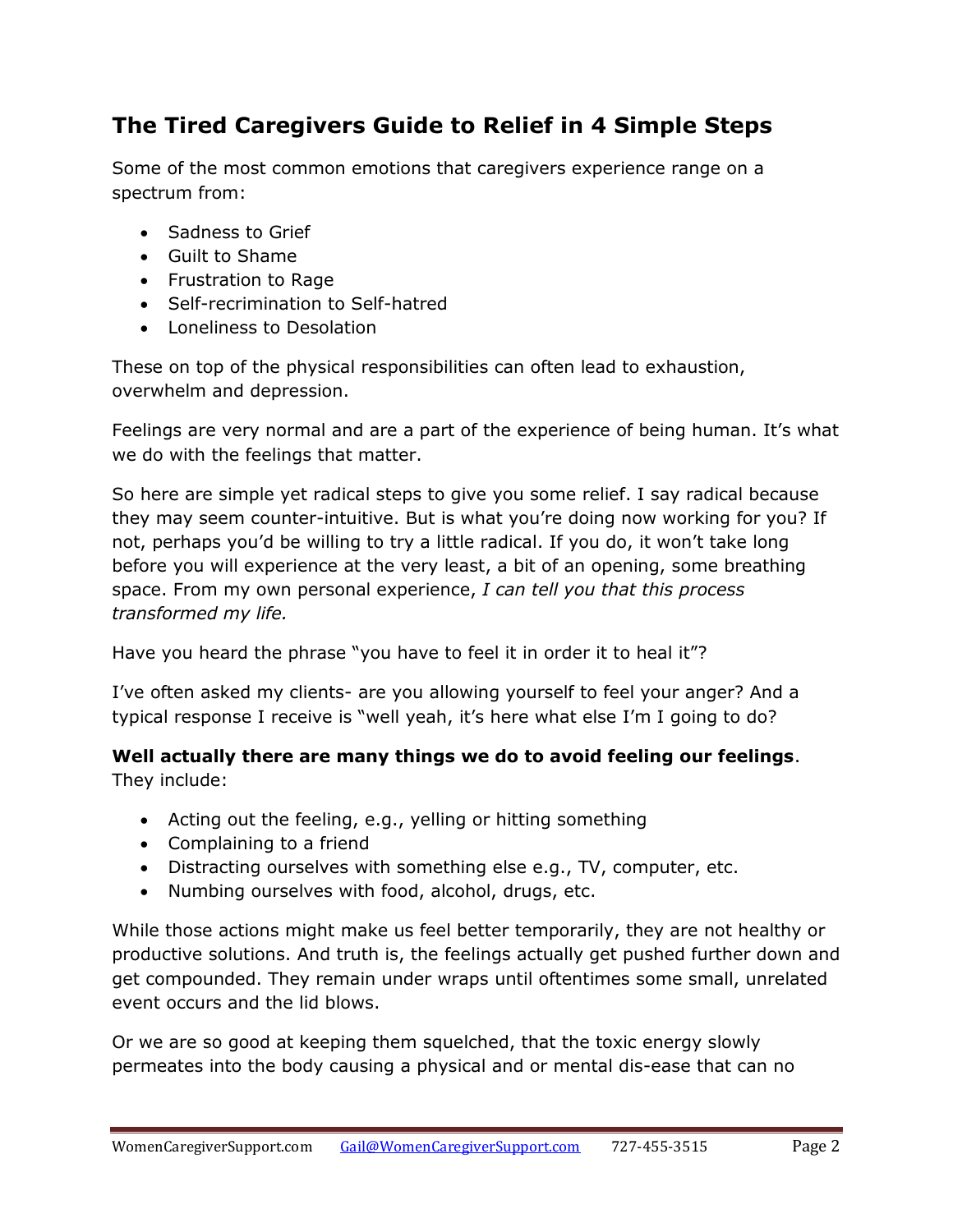## The Tired Caregivers Guide to Relief in 4 Simple Steps

Some of the most common emotions that caregivers experience range on a spectrum from:

- Sadness to Grief
- Guilt to Shame
- Frustration to Rage
- Self-recrimination to Self-hatred
- Loneliness to Desolation

These on top of the physical responsibilities can often lead to exhaustion, overwhelm and depression.

Feelings are very normal and are a part of the experience of being human. It's what we do with the feelings that matter.

So here are simple yet radical steps to give you some relief. I say radical because they may seem counter-intuitive. But is what you're doing now working for you? If not, perhaps you'd be willing to try a little radical. If you do, it won't take long before you will experience at the very least, a bit of an opening, some breathing space. From my own personal experience, *I can tell you that this process transformed my life.*

Have you heard the phrase "you have to feel it in order it to heal it"?

I've often asked my clients- are you allowing yourself to feel your anger? And a typical response I receive is "well yeah, it's here what else I'm I going to do?

**Well actually there are many things we do to avoid feeling our feelings**. They include:

- Acting out the feeling, e.g., yelling or hitting something
- Complaining to a friend
- Distracting ourselves with something else e.g., TV, computer, etc.
- Numbing ourselves with food, alcohol, drugs, etc.

While those actions might make us feel better temporarily, they are not healthy or productive solutions. And truth is, the feelings actually get pushed further down and get compounded. They remain under wraps until oftentimes some small, unrelated event occurs and the lid blows.

Or we are so good at keeping them squelched, that the toxic energy slowly permeates into the body causing a physical and or mental dis-ease that can no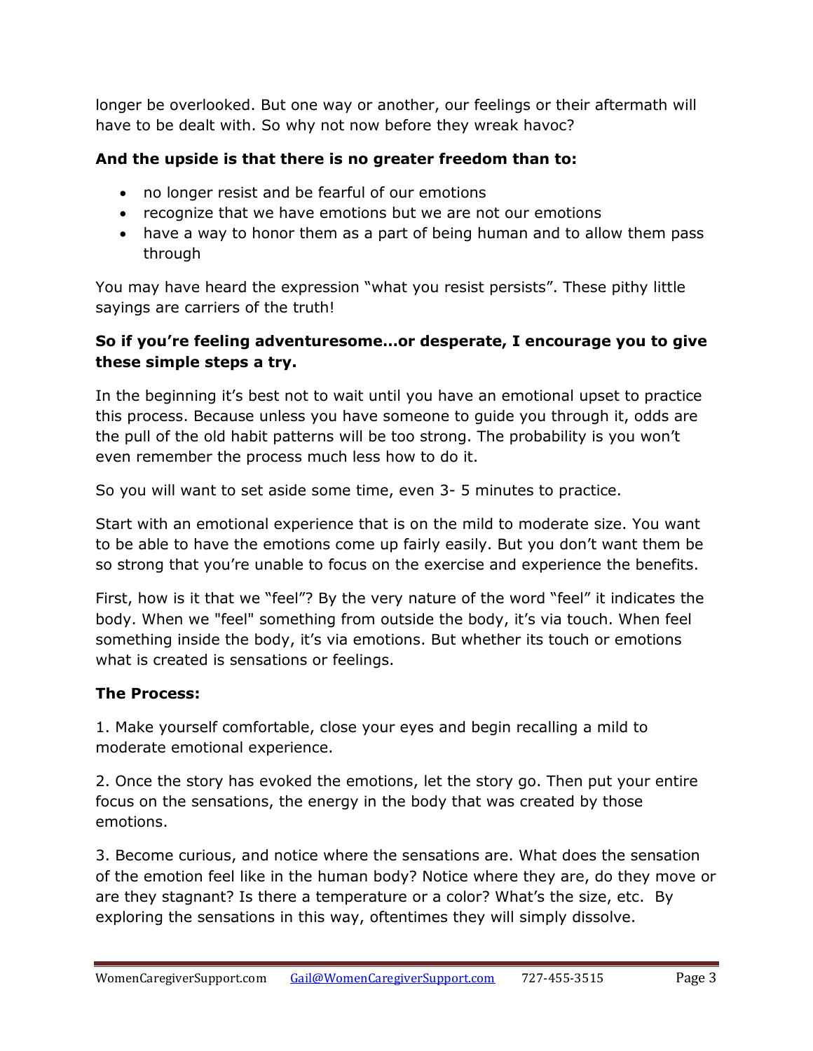longer be overlooked. But one way or another, our feelings or their aftermath will have to be dealt with. So why not now before they wreak havoc?

**And the upside is that there is no greater freedom than to:**

- no longer resist and be fearful of our emotions
- recognize that we have emotions but we are not our emotions
- have a way to honor them as a part of being human and to allow them pass through

You may have heard the expression "what you resist persists". These pithy little sayings are carriers of the truth!

**So if you're feeling adventuresome…or desperate, I encourage you to give these simple steps a try.**

In the beginning it's best not to wait until you have an emotional upset to practice this process. Because unless you have someone to guide you through it, odds are the pull of the old habit patterns will be too strong. The probability is you won't even remember the process much less how to do it.

So you will want to set aside some time, even 3- 5 minutes to practice.

Start with an emotional experience that is on the mild to moderate size. You want to be able to have the emotions come up fairly easily. But you don't want them be so strong that you're unable to focus on the exercise and experience the benefits.

First, how is it that we "feel"? By the very nature of the word "feel" it indicates the body. When we "feel" something from outside the body, it's via touch. When feel something inside the body, it's via emotions. But whether its touch or emotions what is created is sensations or feelings.

**The Process:**

1. Make yourself comfortable, close your eyes and begin recalling a mild to moderate emotional experience.

2. Once the story has evoked the emotions, let the story go. Then put your entire focus on the sensations, the energy in the body that was created by those emotions.

3. Become curious, and notice where the sensations are. What does the sensation of the emotion feel like in the human body? Notice where they are, do they move or are they stagnant? Is there a temperature or a color? What's the size, etc. By exploring the sensations in this way, oftentimes they will simply dissolve.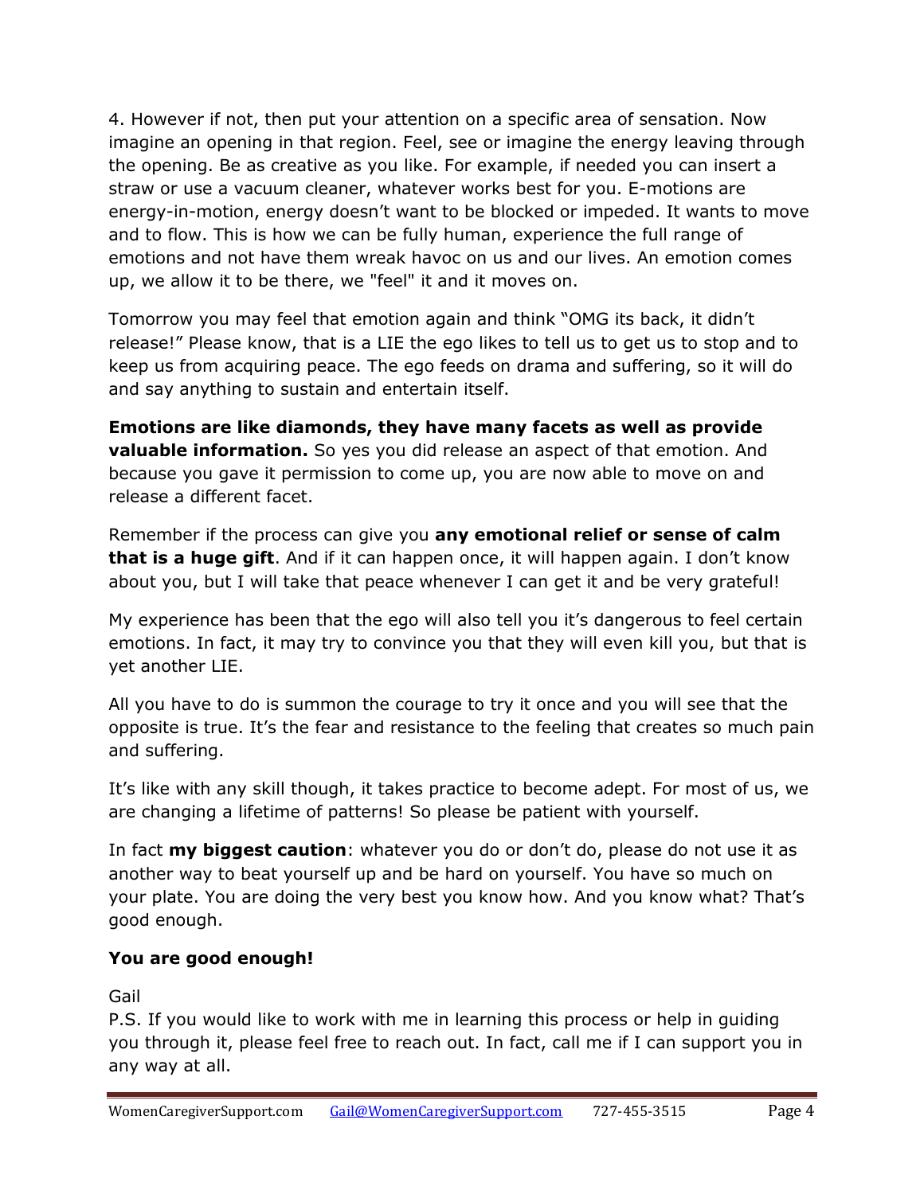4. However if not, then put your attention on a specific area of sensation. Now imagine an opening in that region. Feel, see or imagine the energy leaving through the opening. Be as creative as you like. For example, if needed you can insert a straw or use a vacuum cleaner, whatever works best for you. E-motions are energy-in-motion, energy doesn't want to be blocked or impeded. It wants to move and to flow. This is how we can be fully human, experience the full range of emotions and not have them wreak havoc on us and our lives. An emotion comes up, we allow it to be there, we "feel" it and it moves on.

Tomorrow you may feel that emotion again and think "OMG its back, it didn't release!" Please know, that is a LIE the ego likes to tell us to get us to stop and to keep us from acquiring peace. The ego feeds on drama and suffering, so it will do and say anything to sustain and entertain itself.

**Emotions are like diamonds, they have many facets as well as provide valuable information.** So yes you did release an aspect of that emotion. And because you gave it permission to come up, you are now able to move on and release a different facet.

Remember if the process can give you **any emotional relief or sense of calm that is a huge gift**. And if it can happen once, it will happen again. I don't know about you, but I will take that peace whenever I can get it and be very grateful!

My experience has been that the ego will also tell you it's dangerous to feel certain emotions. In fact, it may try to convince you that they will even kill you, but that is yet another LIE.

All you have to do is summon the courage to try it once and you will see that the opposite is true. It's the fear and resistance to the feeling that creates so much pain and suffering.

It's like with any skill though, it takes practice to become adept. For most of us, we are changing a lifetime of patterns! So please be patient with yourself.

In fact **my biggest caution**: whatever you do or don't do, please do not use it as another way to beat yourself up and be hard on yourself. You have so much on your plate. You are doing the very best you know how. And you know what? That's good enough.

**You are good enough!**

Gail
P.S. If you would like to work with me in learning this process or help in guiding you through it, please feel free to reach out. In fact, call me if I can support you in any way at all.